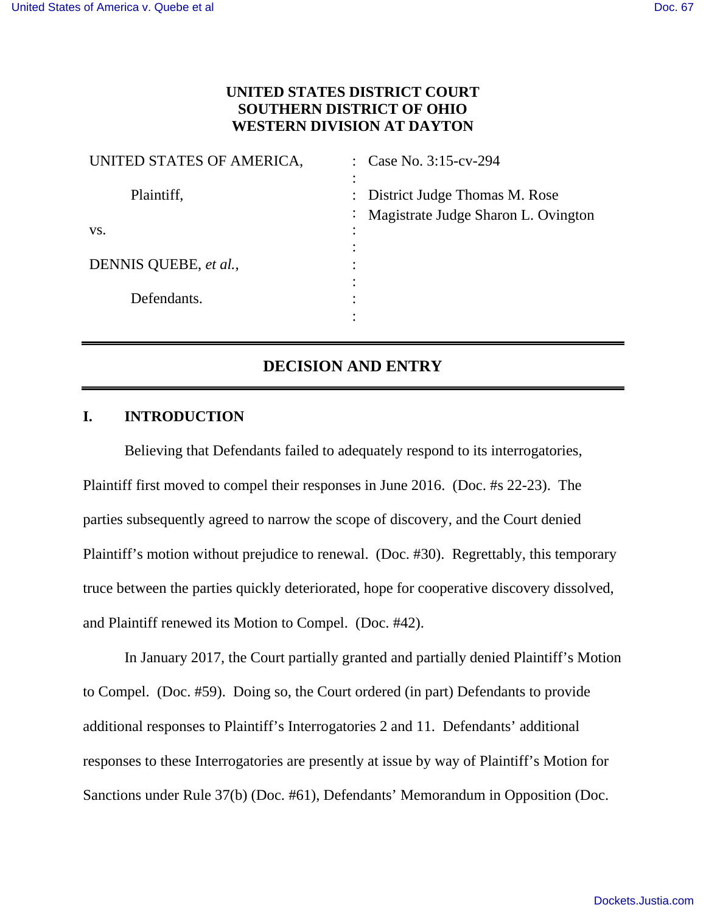**UNITED STATES DISTRICT COURT**
**SOUTHERN DISTRICT OF OHIO**
**WESTERN DIVISION AT DAYTON**

| | | |
|---|---|---|
| UNITED STATES OF AMERICA, | : | Case No. 3:15-cv-294 |
| Plaintiff, | : | District Judge Thomas M. Rose |
| | : | Magistrate Judge Sharon L. Ovington |
| vs. | : | |
| DENNIS QUEBE, *et al.*, | : | |
| Defendants. | : | |

## DECISION AND ENTRY

### I. INTRODUCTION

Believing that Defendants failed to adequately respond to its interrogatories, Plaintiff first moved to compel their responses in June 2016. (Doc. #s 22-23). The parties subsequently agreed to narrow the scope of discovery, and the Court denied Plaintiff's motion without prejudice to renewal. (Doc. #30). Regrettably, this temporary truce between the parties quickly deteriorated, hope for cooperative discovery dissolved, and Plaintiff renewed its Motion to Compel. (Doc. #42).

In January 2017, the Court partially granted and partially denied Plaintiff's Motion to Compel. (Doc. #59). Doing so, the Court ordered (in part) Defendants to provide additional responses to Plaintiff's Interrogatories 2 and 11. Defendants' additional responses to these Interrogatories are presently at issue by way of Plaintiff's Motion for Sanctions under Rule 37(b) (Doc. #61), Defendants' Memorandum in Opposition (Doc.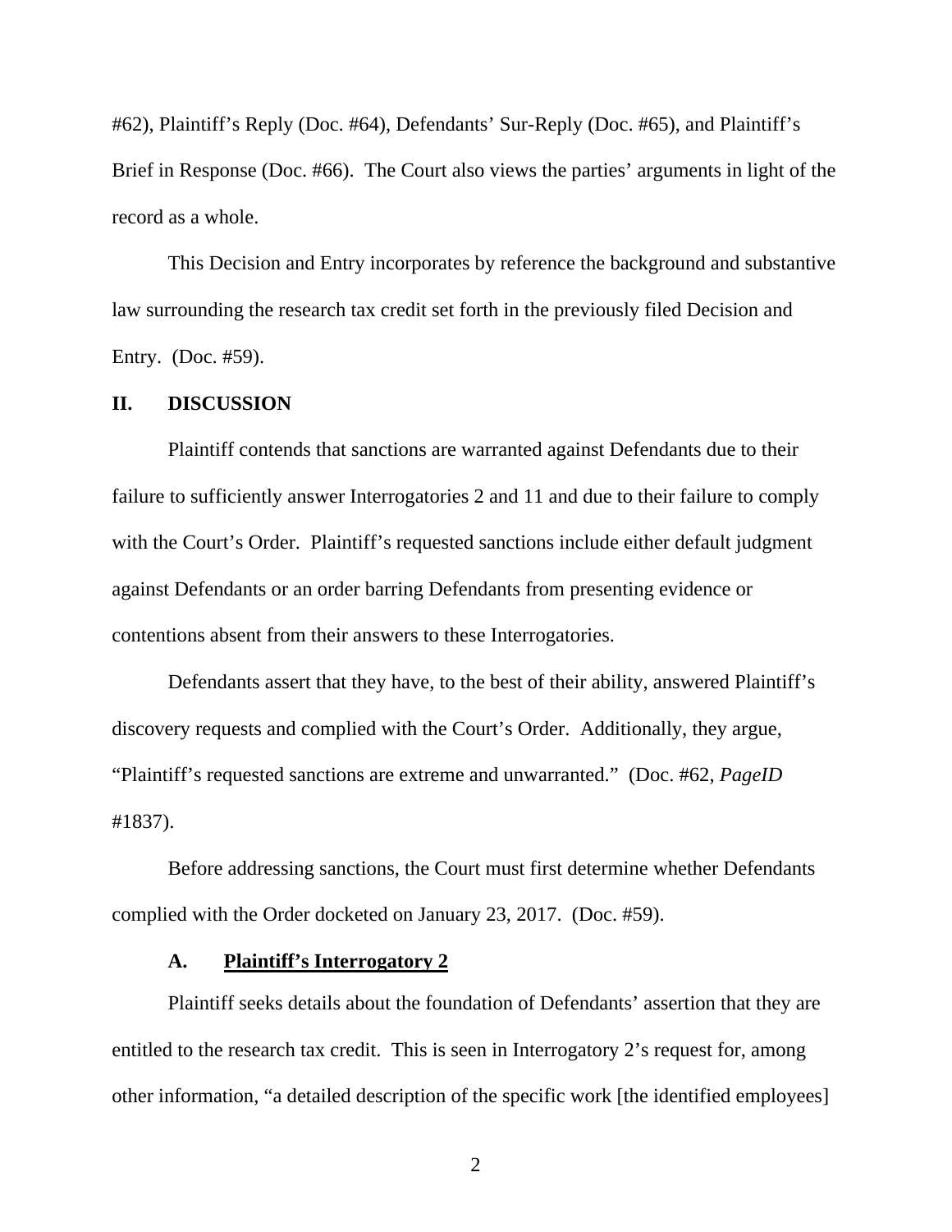#62), Plaintiff's Reply (Doc. #64), Defendants' Sur-Reply (Doc. #65), and Plaintiff's Brief in Response (Doc. #66). The Court also views the parties' arguments in light of the record as a whole.

This Decision and Entry incorporates by reference the background and substantive law surrounding the research tax credit set forth in the previously filed Decision and Entry. (Doc. #59).

## II. DISCUSSION

Plaintiff contends that sanctions are warranted against Defendants due to their failure to sufficiently answer Interrogatories 2 and 11 and due to their failure to comply with the Court's Order. Plaintiff's requested sanctions include either default judgment against Defendants or an order barring Defendants from presenting evidence or contentions absent from their answers to these Interrogatories.

Defendants assert that they have, to the best of their ability, answered Plaintiff's discovery requests and complied with the Court's Order. Additionally, they argue, "Plaintiff's requested sanctions are extreme and unwarranted." (Doc. #62, *PageID* #1837).

Before addressing sanctions, the Court must first determine whether Defendants complied with the Order docketed on January 23, 2017. (Doc. #59).

### A. Plaintiff's Interrogatory 2

Plaintiff seeks details about the foundation of Defendants' assertion that they are entitled to the research tax credit. This is seen in Interrogatory 2's request for, among other information, "a detailed description of the specific work [the identified employees]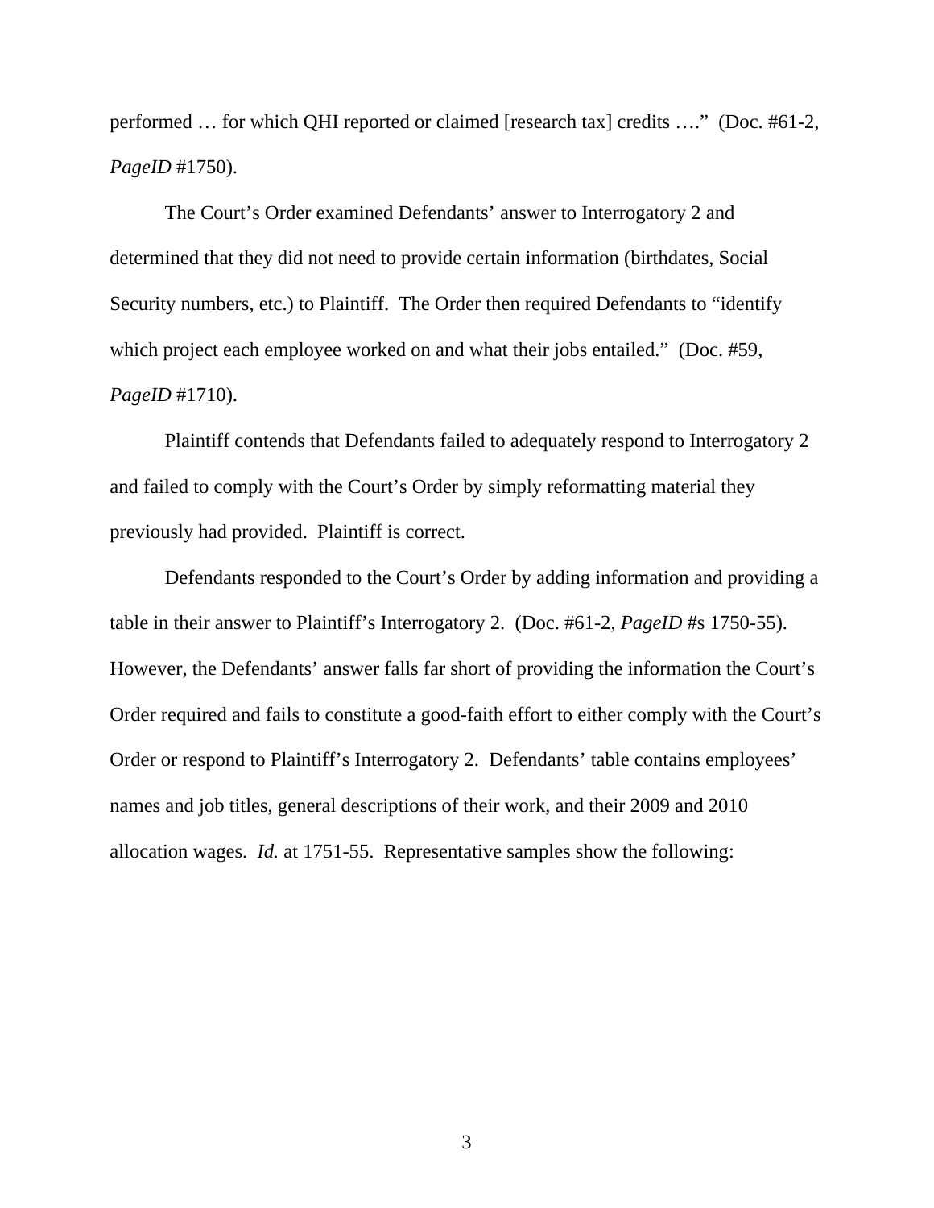performed … for which QHI reported or claimed [research tax] credits ….” (Doc. #61-2, *PageID* #1750).

The Court's Order examined Defendants' answer to Interrogatory 2 and determined that they did not need to provide certain information (birthdates, Social Security numbers, etc.) to Plaintiff. The Order then required Defendants to "identify which project each employee worked on and what their jobs entailed." (Doc. #59, *PageID* #1710).

Plaintiff contends that Defendants failed to adequately respond to Interrogatory 2 and failed to comply with the Court's Order by simply reformatting material they previously had provided. Plaintiff is correct.

Defendants responded to the Court's Order by adding information and providing a table in their answer to Plaintiff's Interrogatory 2. (Doc. #61-2, *PageID* #s 1750-55). However, the Defendants' answer falls far short of providing the information the Court's Order required and fails to constitute a good-faith effort to either comply with the Court's Order or respond to Plaintiff's Interrogatory 2. Defendants' table contains employees' names and job titles, general descriptions of their work, and their 2009 and 2010 allocation wages. *Id.* at 1751-55. Representative samples show the following: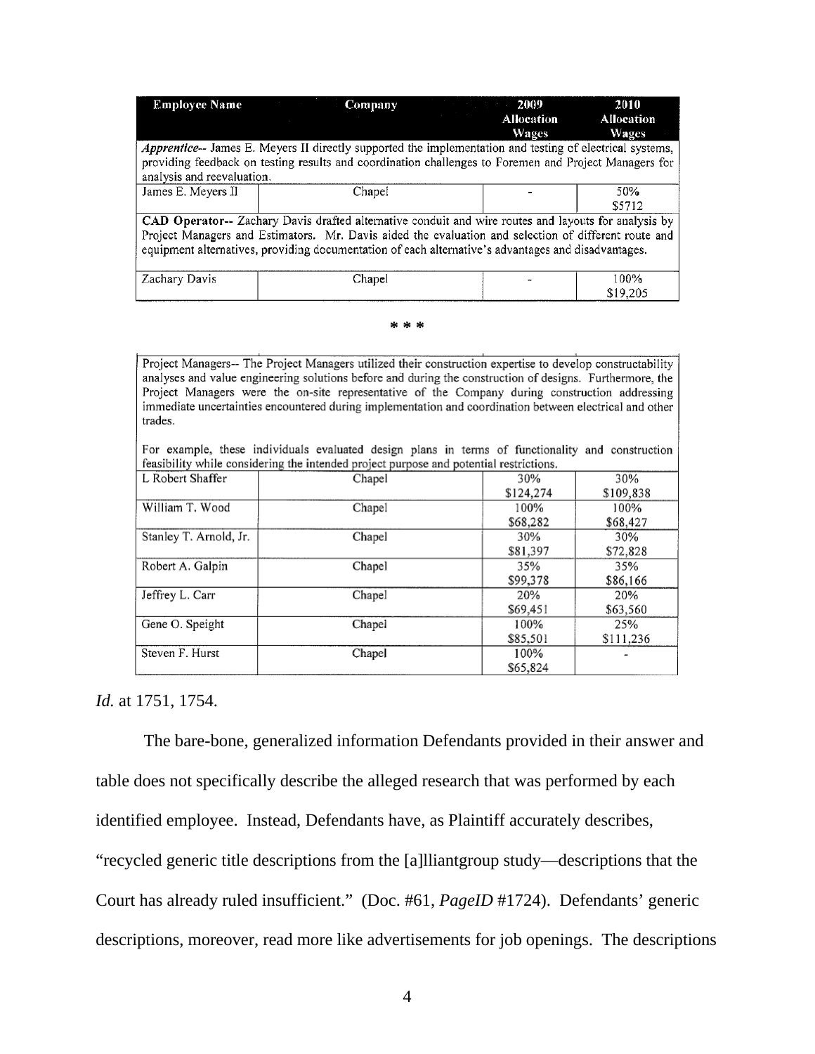| Employee Name | Company | 2009 Allocation Wages | 2010 Allocation Wages |
|---|---|---|---|
| *Apprentice*-- James E. Meyers II directly supported the implementation and testing of electrical systems, providing feedback on testing results and coordination challenges to Foremen and Project Managers for analysis and reevaluation. | | | |
| James E. Meyers II | Chapel | - | 50% $5712 |
| **CAD Operator**-- Zachary Davis drafted alternative conduit and wire routes and layouts for analysis by Project Managers and Estimators. Mr. Davis aided the evaluation and selection of different route and equipment alternatives, providing documentation of each alternative's advantages and disadvantages. | | | |
| Zachary Davis | Chapel | - | 100% $19,205 |

\* \* \*

| | | | |
|---|---|---|---|
| Project Managers-- The Project Managers utilized their construction expertise to develop constructability analyses and value engineering solutions before and during the construction of designs. Furthermore, the Project Managers were the on-site representative of the Company during construction addressing immediate uncertainties encountered during implementation and coordination between electrical and other trades.<br><br>For example, these individuals evaluated design plans in terms of functionality and construction feasibility while considering the intended project purpose and potential restrictions. | | | |
| L Robert Shaffer | Chapel | 30% $124,274 | 30% $109,838 |
| William T. Wood | Chapel | 100% $68,282 | 100% $68,427 |
| Stanley T. Arnold, Jr. | Chapel | 30% $81,397 | 30% $72,828 |
| Robert A. Galpin | Chapel | 35% $99,378 | 35% $86,166 |
| Jeffrey L. Carr | Chapel | 20% $69,451 | 20% $63,560 |
| Gene O. Speight | Chapel | 100% $85,501 | 25% $111,236 |
| Steven F. Hurst | Chapel | 100% $65,824 | - |

*Id.* at 1751, 1754.

The bare-bone, generalized information Defendants provided in their answer and table does not specifically describe the alleged research that was performed by each identified employee. Instead, Defendants have, as Plaintiff accurately describes, "recycled generic title descriptions from the [a]lliantgroup study—descriptions that the Court has already ruled insufficient." (Doc. #61, *PageID* #1724). Defendants' generic descriptions, moreover, read more like advertisements for job openings. The descriptions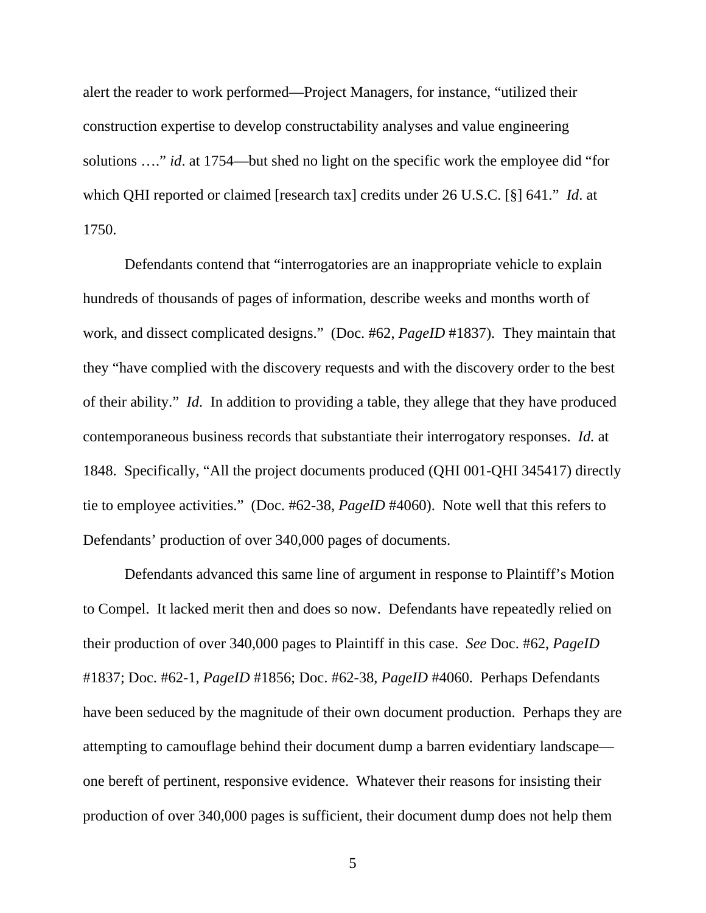alert the reader to work performed—Project Managers, for instance, "utilized their construction expertise to develop constructability analyses and value engineering solutions …." *id*. at 1754—but shed no light on the specific work the employee did "for which QHI reported or claimed [research tax] credits under 26 U.S.C. [§] 641." *Id*. at 1750.

Defendants contend that "interrogatories are an inappropriate vehicle to explain hundreds of thousands of pages of information, describe weeks and months worth of work, and dissect complicated designs." (Doc. #62, *PageID* #1837). They maintain that they "have complied with the discovery requests and with the discovery order to the best of their ability." *Id*. In addition to providing a table, they allege that they have produced contemporaneous business records that substantiate their interrogatory responses. *Id.* at 1848. Specifically, "All the project documents produced (QHI 001-QHI 345417) directly tie to employee activities." (Doc. #62-38, *PageID* #4060). Note well that this refers to Defendants' production of over 340,000 pages of documents.

Defendants advanced this same line of argument in response to Plaintiff's Motion to Compel. It lacked merit then and does so now. Defendants have repeatedly relied on their production of over 340,000 pages to Plaintiff in this case. *See* Doc. #62, *PageID* #1837; Doc. #62-1, *PageID* #1856; Doc. #62-38, *PageID* #4060. Perhaps Defendants have been seduced by the magnitude of their own document production. Perhaps they are attempting to camouflage behind their document dump a barren evidentiary landscape—one bereft of pertinent, responsive evidence. Whatever their reasons for insisting their production of over 340,000 pages is sufficient, their document dump does not help them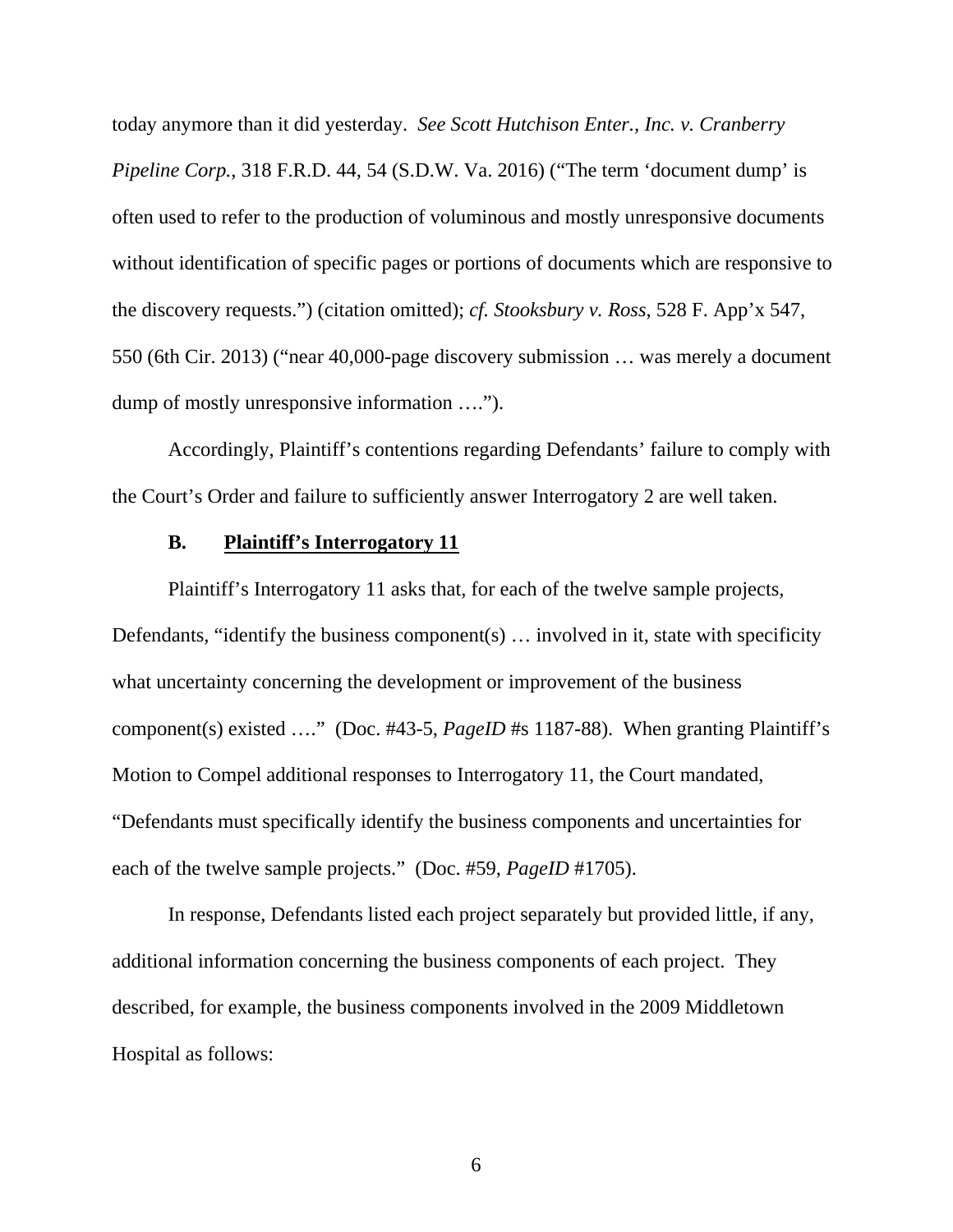today anymore than it did yesterday. *See Scott Hutchison Enter., Inc. v. Cranberry Pipeline Corp.*, 318 F.R.D. 44, 54 (S.D.W. Va. 2016) ("The term 'document dump' is often used to refer to the production of voluminous and mostly unresponsive documents without identification of specific pages or portions of documents which are responsive to the discovery requests.") (citation omitted); *cf. Stooksbury v. Ross*, 528 F. App'x 547, 550 (6th Cir. 2013) ("near 40,000-page discovery submission … was merely a document dump of mostly unresponsive information ….").

Accordingly, Plaintiff's contentions regarding Defendants' failure to comply with the Court's Order and failure to sufficiently answer Interrogatory 2 are well taken.

### B. Plaintiff's Interrogatory 11

Plaintiff's Interrogatory 11 asks that, for each of the twelve sample projects, Defendants, "identify the business component(s) … involved in it, state with specificity what uncertainty concerning the development or improvement of the business component(s) existed …." (Doc. #43-5, *PageID* #s 1187-88). When granting Plaintiff's Motion to Compel additional responses to Interrogatory 11, the Court mandated, "Defendants must specifically identify the business components and uncertainties for each of the twelve sample projects." (Doc. #59, *PageID* #1705).

In response, Defendants listed each project separately but provided little, if any, additional information concerning the business components of each project. They described, for example, the business components involved in the 2009 Middletown Hospital as follows: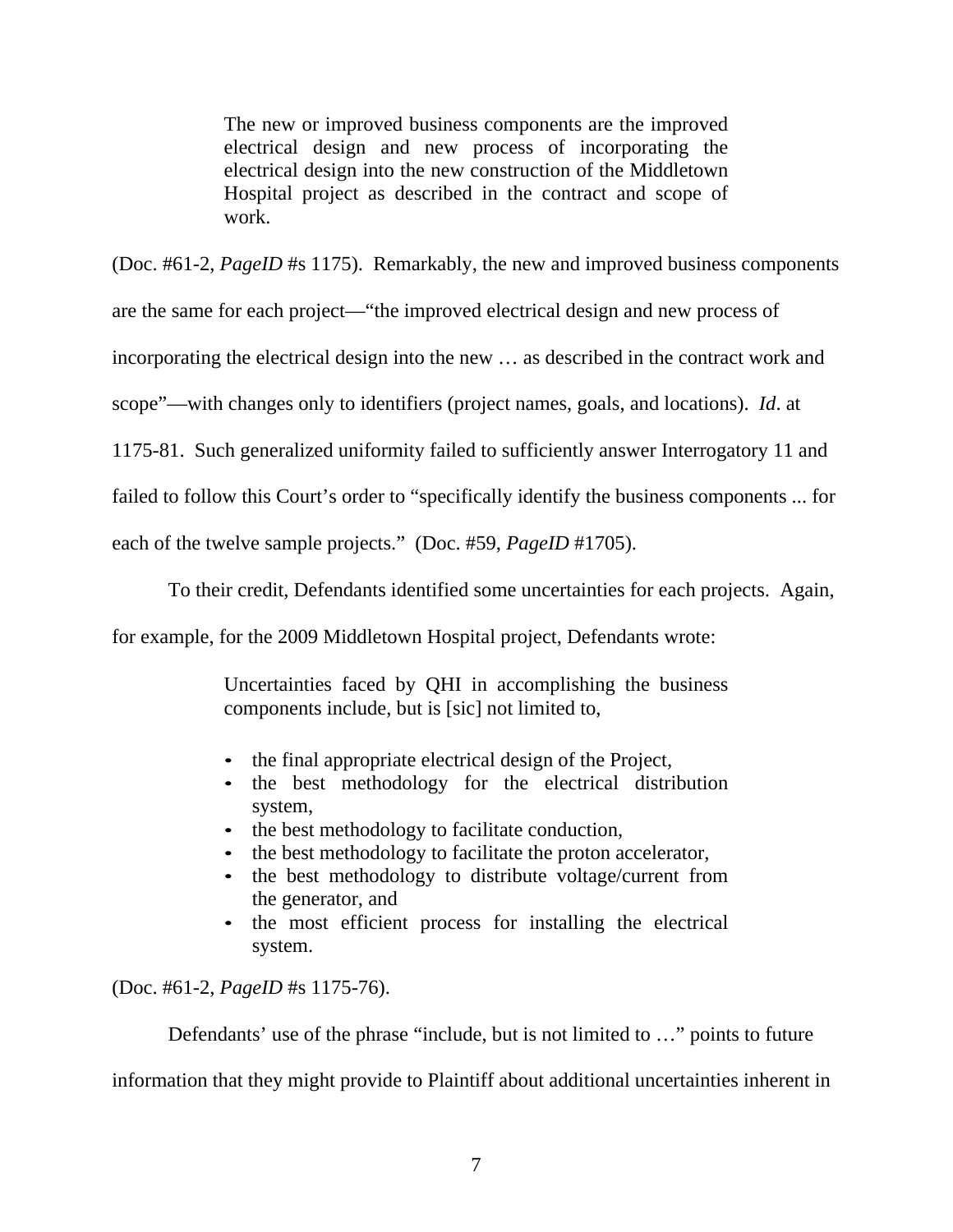> The new or improved business components are the improved electrical design and new process of incorporating the electrical design into the new construction of the Middletown Hospital project as described in the contract and scope of work.

(Doc. #61-2, *PageID* #s 1175). Remarkably, the new and improved business components are the same for each project—"the improved electrical design and new process of incorporating the electrical design into the new … as described in the contract work and scope"—with changes only to identifiers (project names, goals, and locations). *Id*. at 1175-81. Such generalized uniformity failed to sufficiently answer Interrogatory 11 and failed to follow this Court's order to "specifically identify the business components ... for each of the twelve sample projects." (Doc. #59, *PageID* #1705).

To their credit, Defendants identified some uncertainties for each projects. Again, for example, for the 2009 Middletown Hospital project, Defendants wrote:

> Uncertainties faced by QHI in accomplishing the business components include, but is [sic] not limited to,
>
> - the final appropriate electrical design of the Project,
> - the best methodology for the electrical distribution system,
> - the best methodology to facilitate conduction,
> - the best methodology to facilitate the proton accelerator,
> - the best methodology to distribute voltage/current from the generator, and
> - the most efficient process for installing the electrical system.

(Doc. #61-2, *PageID* #s 1175-76).

Defendants' use of the phrase "include, but is not limited to …" points to future information that they might provide to Plaintiff about additional uncertainties inherent in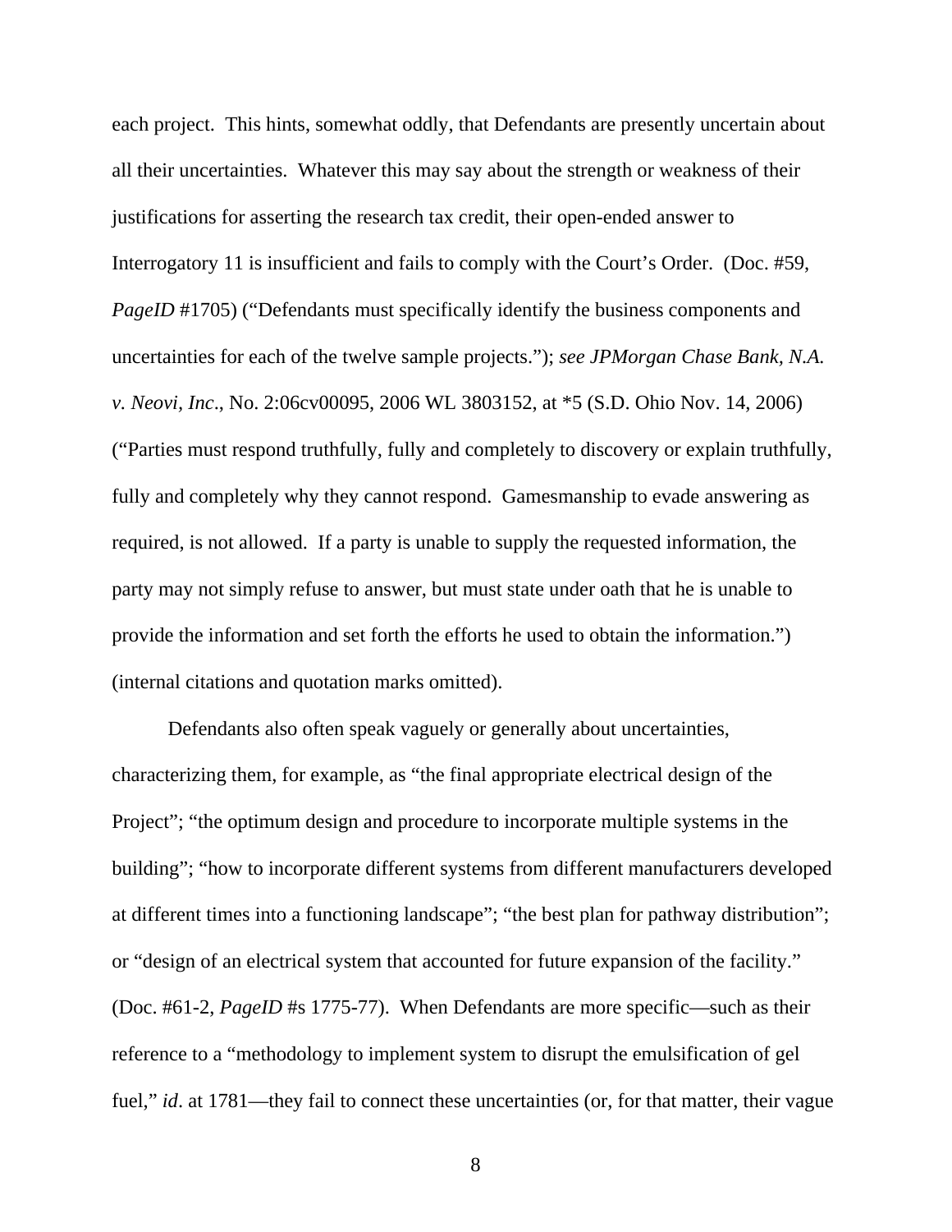each project. This hints, somewhat oddly, that Defendants are presently uncertain about all their uncertainties. Whatever this may say about the strength or weakness of their justifications for asserting the research tax credit, their open-ended answer to Interrogatory 11 is insufficient and fails to comply with the Court's Order. (Doc. #59, *PageID* #1705) ("Defendants must specifically identify the business components and uncertainties for each of the twelve sample projects."); *see JPMorgan Chase Bank, N.A. v. Neovi, Inc*., No. 2:06cv00095, 2006 WL 3803152, at *5 (S.D. Ohio Nov. 14, 2006) ("Parties must respond truthfully, fully and completely to discovery or explain truthfully, fully and completely why they cannot respond. Gamesmanship to evade answering as required, is not allowed. If a party is unable to supply the requested information, the party may not simply refuse to answer, but must state under oath that he is unable to provide the information and set forth the efforts he used to obtain the information.") (internal citations and quotation marks omitted).

Defendants also often speak vaguely or generally about uncertainties, characterizing them, for example, as "the final appropriate electrical design of the Project"; "the optimum design and procedure to incorporate multiple systems in the building"; "how to incorporate different systems from different manufacturers developed at different times into a functioning landscape"; "the best plan for pathway distribution"; or "design of an electrical system that accounted for future expansion of the facility." (Doc. #61-2, *PageID* #s 1775-77). When Defendants are more specific—such as their reference to a "methodology to implement system to disrupt the emulsification of gel fuel," *id*. at 1781—they fail to connect these uncertainties (or, for that matter, their vague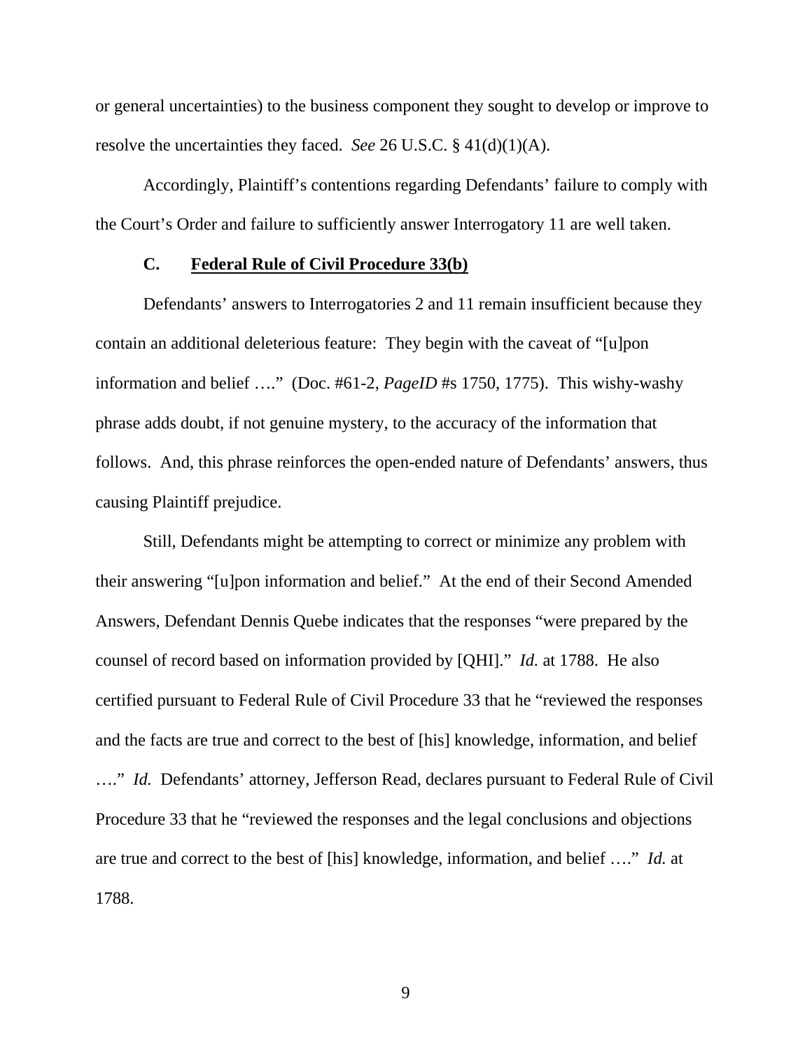or general uncertainties) to the business component they sought to develop or improve to resolve the uncertainties they faced. *See* 26 U.S.C. § 41(d)(1)(A).

Accordingly, Plaintiff's contentions regarding Defendants' failure to comply with the Court's Order and failure to sufficiently answer Interrogatory 11 are well taken.

### C. Federal Rule of Civil Procedure 33(b)

Defendants' answers to Interrogatories 2 and 11 remain insufficient because they contain an additional deleterious feature: They begin with the caveat of "[u]pon information and belief …." (Doc. #61-2, *PageID* #s 1750, 1775). This wishy-washy phrase adds doubt, if not genuine mystery, to the accuracy of the information that follows. And, this phrase reinforces the open-ended nature of Defendants' answers, thus causing Plaintiff prejudice.

Still, Defendants might be attempting to correct or minimize any problem with their answering "[u]pon information and belief." At the end of their Second Amended Answers, Defendant Dennis Quebe indicates that the responses "were prepared by the counsel of record based on information provided by [QHI]." *Id.* at 1788. He also certified pursuant to Federal Rule of Civil Procedure 33 that he "reviewed the responses and the facts are true and correct to the best of [his] knowledge, information, and belief …." *Id.* Defendants' attorney, Jefferson Read, declares pursuant to Federal Rule of Civil Procedure 33 that he "reviewed the responses and the legal conclusions and objections are true and correct to the best of [his] knowledge, information, and belief …." *Id.* at 1788.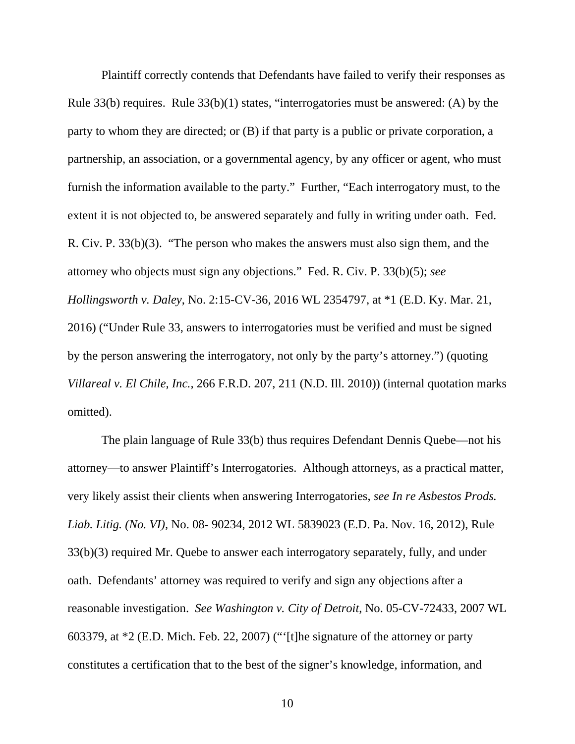Plaintiff correctly contends that Defendants have failed to verify their responses as Rule 33(b) requires. Rule 33(b)(1) states, "interrogatories must be answered: (A) by the party to whom they are directed; or (B) if that party is a public or private corporation, a partnership, an association, or a governmental agency, by any officer or agent, who must furnish the information available to the party." Further, "Each interrogatory must, to the extent it is not objected to, be answered separately and fully in writing under oath. Fed. R. Civ. P. 33(b)(3). "The person who makes the answers must also sign them, and the attorney who objects must sign any objections." Fed. R. Civ. P. 33(b)(5); *see Hollingsworth v. Daley*, No. 2:15-CV-36, 2016 WL 2354797, at *1 (E.D. Ky. Mar. 21, 2016) ("Under Rule 33, answers to interrogatories must be verified and must be signed by the person answering the interrogatory, not only by the party's attorney.") (quoting *Villareal v. El Chile, Inc.*, 266 F.R.D. 207, 211 (N.D. Ill. 2010)) (internal quotation marks omitted).

The plain language of Rule 33(b) thus requires Defendant Dennis Quebe—not his attorney—to answer Plaintiff's Interrogatories. Although attorneys, as a practical matter, very likely assist their clients when answering Interrogatories, *see In re Asbestos Prods. Liab. Litig. (No. VI)*, No. 08- 90234, 2012 WL 5839023 (E.D. Pa. Nov. 16, 2012), Rule 33(b)(3) required Mr. Quebe to answer each interrogatory separately, fully, and under oath. Defendants' attorney was required to verify and sign any objections after a reasonable investigation. *See Washington v. City of Detroit*, No. 05-CV-72433, 2007 WL 603379, at *2 (E.D. Mich. Feb. 22, 2007) ("'[t]he signature of the attorney or party constitutes a certification that to the best of the signer's knowledge, information, and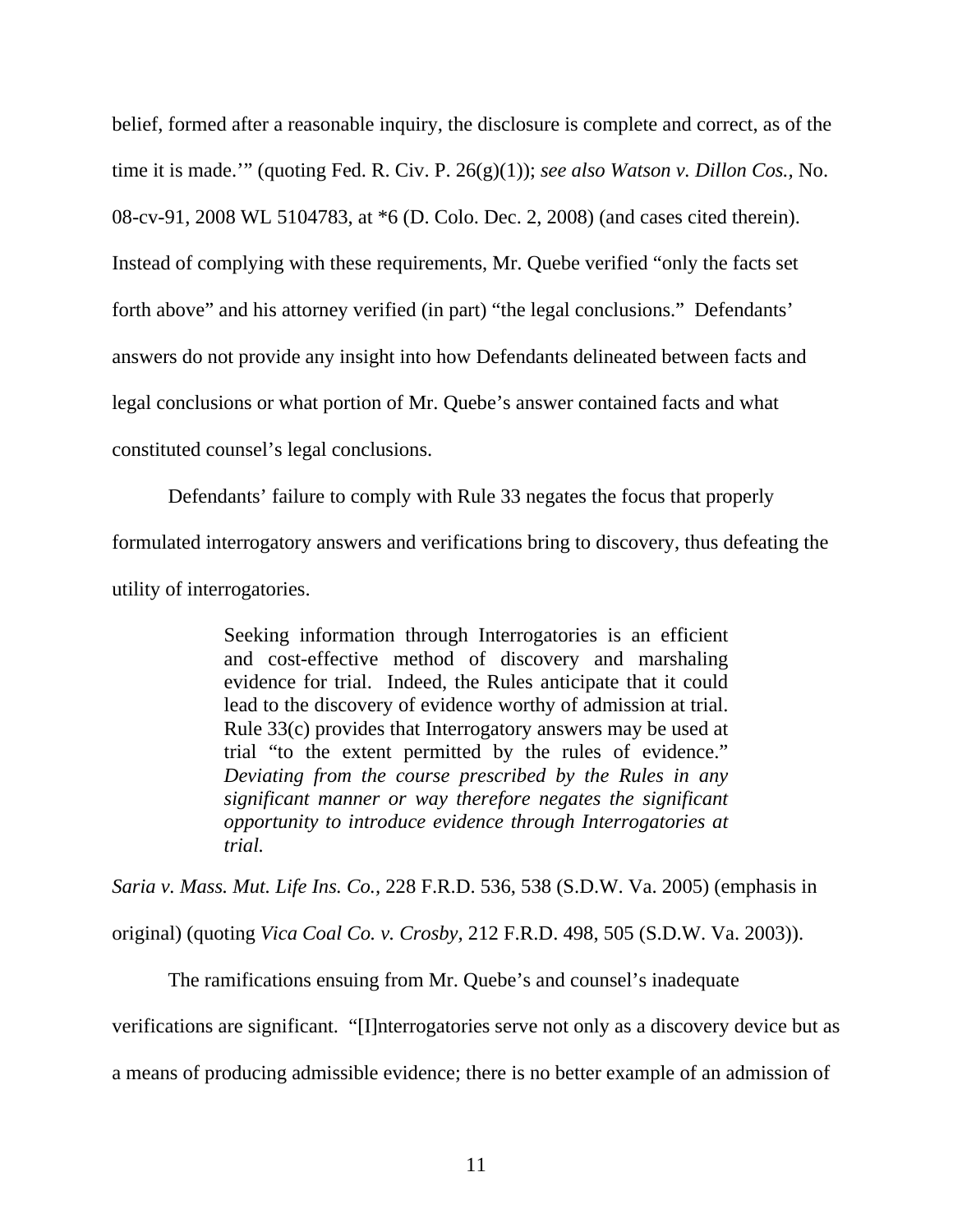belief, formed after a reasonable inquiry, the disclosure is complete and correct, as of the time it is made.'" (quoting Fed. R. Civ. P. 26(g)(1)); *see also Watson v. Dillon Cos.*, No. 08-cv-91, 2008 WL 5104783, at *6 (D. Colo. Dec. 2, 2008) (and cases cited therein). Instead of complying with these requirements, Mr. Quebe verified "only the facts set forth above" and his attorney verified (in part) "the legal conclusions." Defendants' answers do not provide any insight into how Defendants delineated between facts and legal conclusions or what portion of Mr. Quebe's answer contained facts and what constituted counsel's legal conclusions.

Defendants' failure to comply with Rule 33 negates the focus that properly formulated interrogatory answers and verifications bring to discovery, thus defeating the utility of interrogatories.

> Seeking information through Interrogatories is an efficient and cost-effective method of discovery and marshaling evidence for trial. Indeed, the Rules anticipate that it could lead to the discovery of evidence worthy of admission at trial. Rule 33(c) provides that Interrogatory answers may be used at trial "to the extent permitted by the rules of evidence." *Deviating from the course prescribed by the Rules in any significant manner or way therefore negates the significant opportunity to introduce evidence through Interrogatories at trial.*

*Saria v. Mass. Mut. Life Ins. Co.*, 228 F.R.D. 536, 538 (S.D.W. Va. 2005) (emphasis in original) (quoting *Vica Coal Co. v. Crosby*, 212 F.R.D. 498, 505 (S.D.W. Va. 2003)).

The ramifications ensuing from Mr. Quebe's and counsel's inadequate verifications are significant. "[I]nterrogatories serve not only as a discovery device but as a means of producing admissible evidence; there is no better example of an admission of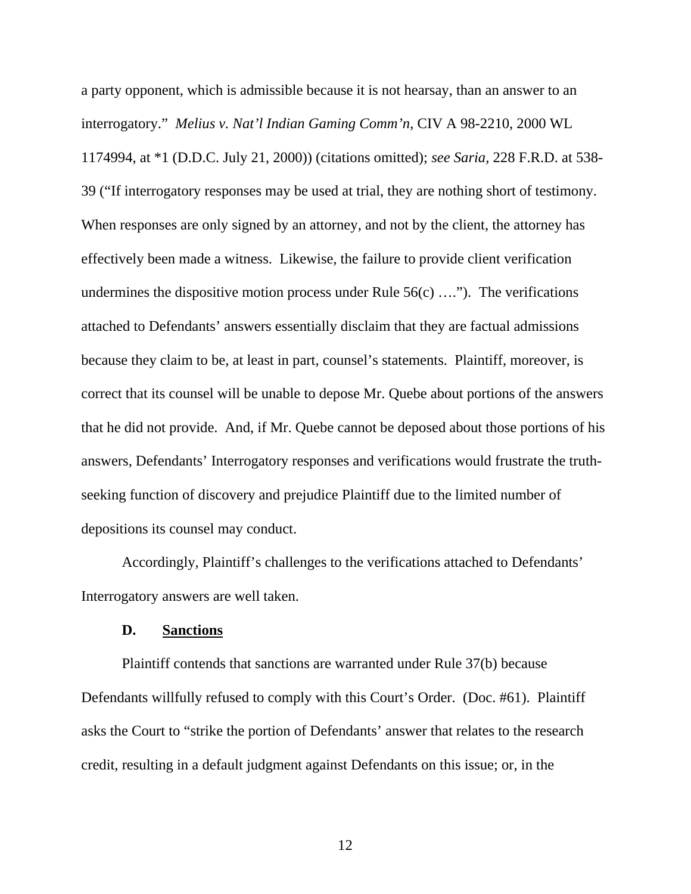a party opponent, which is admissible because it is not hearsay, than an answer to an interrogatory." *Melius v. Nat'l Indian Gaming Comm'n*, CIV A 98-2210, 2000 WL 1174994, at *1 (D.D.C. July 21, 2000)) (citations omitted); *see Saria*, 228 F.R.D. at 538-39 ("If interrogatory responses may be used at trial, they are nothing short of testimony. When responses are only signed by an attorney, and not by the client, the attorney has effectively been made a witness. Likewise, the failure to provide client verification undermines the dispositive motion process under Rule 56(c) …."). The verifications attached to Defendants' answers essentially disclaim that they are factual admissions because they claim to be, at least in part, counsel's statements. Plaintiff, moreover, is correct that its counsel will be unable to depose Mr. Quebe about portions of the answers that he did not provide. And, if Mr. Quebe cannot be deposed about those portions of his answers, Defendants' Interrogatory responses and verifications would frustrate the truth-seeking function of discovery and prejudice Plaintiff due to the limited number of depositions its counsel may conduct.

Accordingly, Plaintiff's challenges to the verifications attached to Defendants' Interrogatory answers are well taken.

### D. <u>Sanctions</u>

Plaintiff contends that sanctions are warranted under Rule 37(b) because Defendants willfully refused to comply with this Court's Order. (Doc. #61). Plaintiff asks the Court to "strike the portion of Defendants' answer that relates to the research credit, resulting in a default judgment against Defendants on this issue; or, in the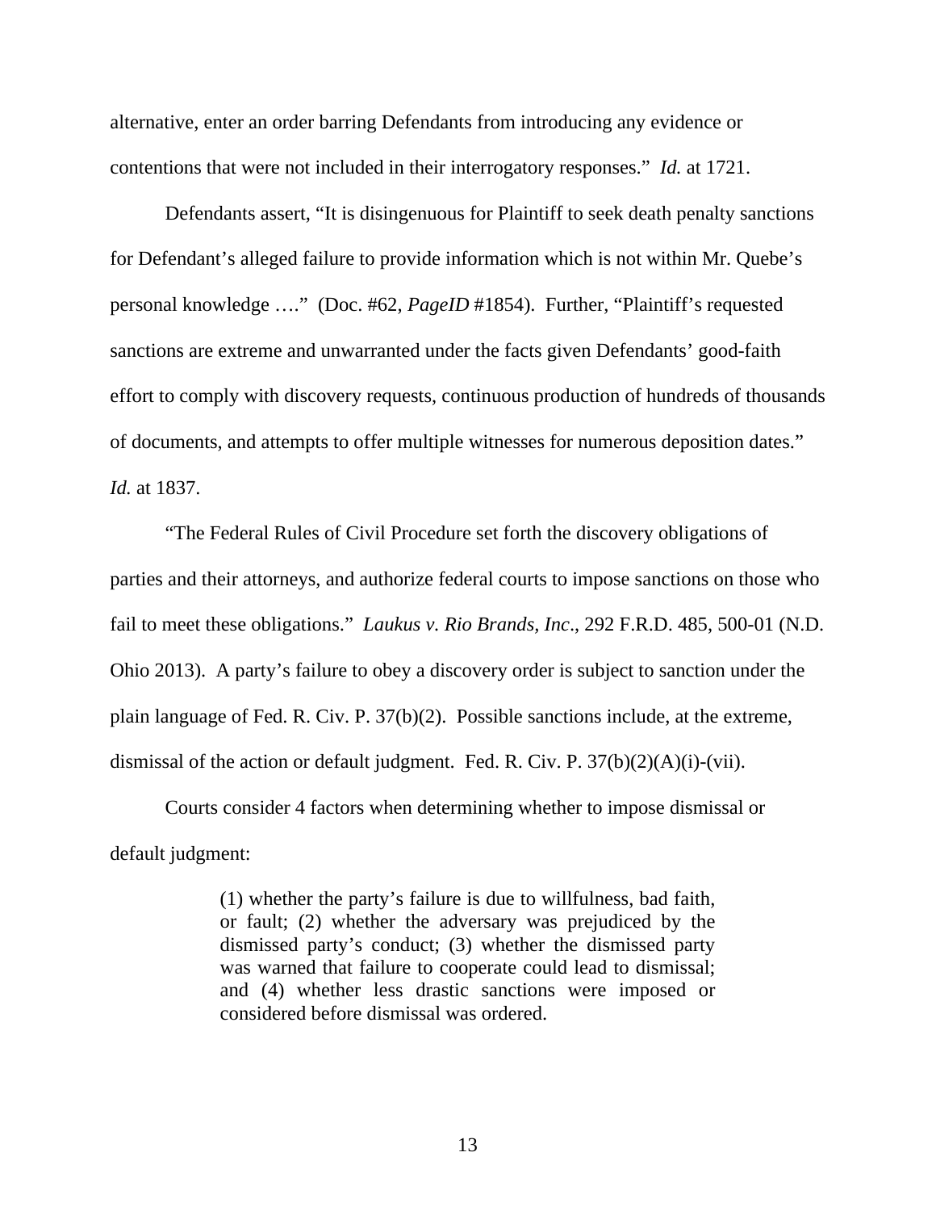alternative, enter an order barring Defendants from introducing any evidence or contentions that were not included in their interrogatory responses." *Id.* at 1721.

Defendants assert, "It is disingenuous for Plaintiff to seek death penalty sanctions for Defendant's alleged failure to provide information which is not within Mr. Quebe's personal knowledge …." (Doc. #62, *PageID* #1854). Further, "Plaintiff's requested sanctions are extreme and unwarranted under the facts given Defendants' good-faith effort to comply with discovery requests, continuous production of hundreds of thousands of documents, and attempts to offer multiple witnesses for numerous deposition dates." *Id.* at 1837.

"The Federal Rules of Civil Procedure set forth the discovery obligations of parties and their attorneys, and authorize federal courts to impose sanctions on those who fail to meet these obligations." *Laukus v. Rio Brands, Inc*., 292 F.R.D. 485, 500-01 (N.D. Ohio 2013). A party's failure to obey a discovery order is subject to sanction under the plain language of Fed. R. Civ. P. 37(b)(2). Possible sanctions include, at the extreme, dismissal of the action or default judgment. Fed. R. Civ. P. 37(b)(2)(A)(i)-(vii).

Courts consider 4 factors when determining whether to impose dismissal or default judgment:

> (1) whether the party's failure is due to willfulness, bad faith, or fault; (2) whether the adversary was prejudiced by the dismissed party's conduct; (3) whether the dismissed party was warned that failure to cooperate could lead to dismissal; and (4) whether less drastic sanctions were imposed or considered before dismissal was ordered.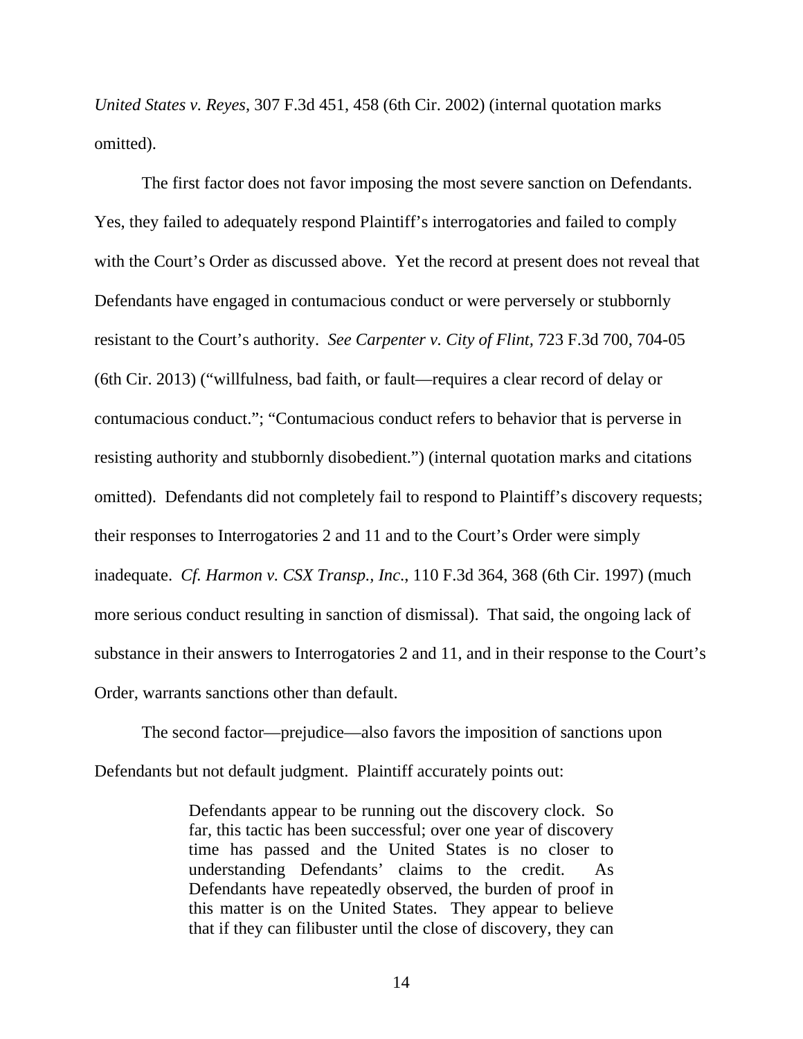*United States v. Reyes*, 307 F.3d 451, 458 (6th Cir. 2002) (internal quotation marks omitted).

The first factor does not favor imposing the most severe sanction on Defendants. Yes, they failed to adequately respond Plaintiff's interrogatories and failed to comply with the Court's Order as discussed above. Yet the record at present does not reveal that Defendants have engaged in contumacious conduct or were perversely or stubbornly resistant to the Court's authority. *See Carpenter v. City of Flint*, 723 F.3d 700, 704-05 (6th Cir. 2013) ("willfulness, bad faith, or fault—requires a clear record of delay or contumacious conduct."; "Contumacious conduct refers to behavior that is perverse in resisting authority and stubbornly disobedient.") (internal quotation marks and citations omitted). Defendants did not completely fail to respond to Plaintiff's discovery requests; their responses to Interrogatories 2 and 11 and to the Court's Order were simply inadequate. *Cf. Harmon v. CSX Transp., Inc.*, 110 F.3d 364, 368 (6th Cir. 1997) (much more serious conduct resulting in sanction of dismissal). That said, the ongoing lack of substance in their answers to Interrogatories 2 and 11, and in their response to the Court's Order, warrants sanctions other than default.

The second factor—prejudice—also favors the imposition of sanctions upon Defendants but not default judgment. Plaintiff accurately points out:

> Defendants appear to be running out the discovery clock. So far, this tactic has been successful; over one year of discovery time has passed and the United States is no closer to understanding Defendants' claims to the credit. As Defendants have repeatedly observed, the burden of proof in this matter is on the United States. They appear to believe that if they can filibuster until the close of discovery, they can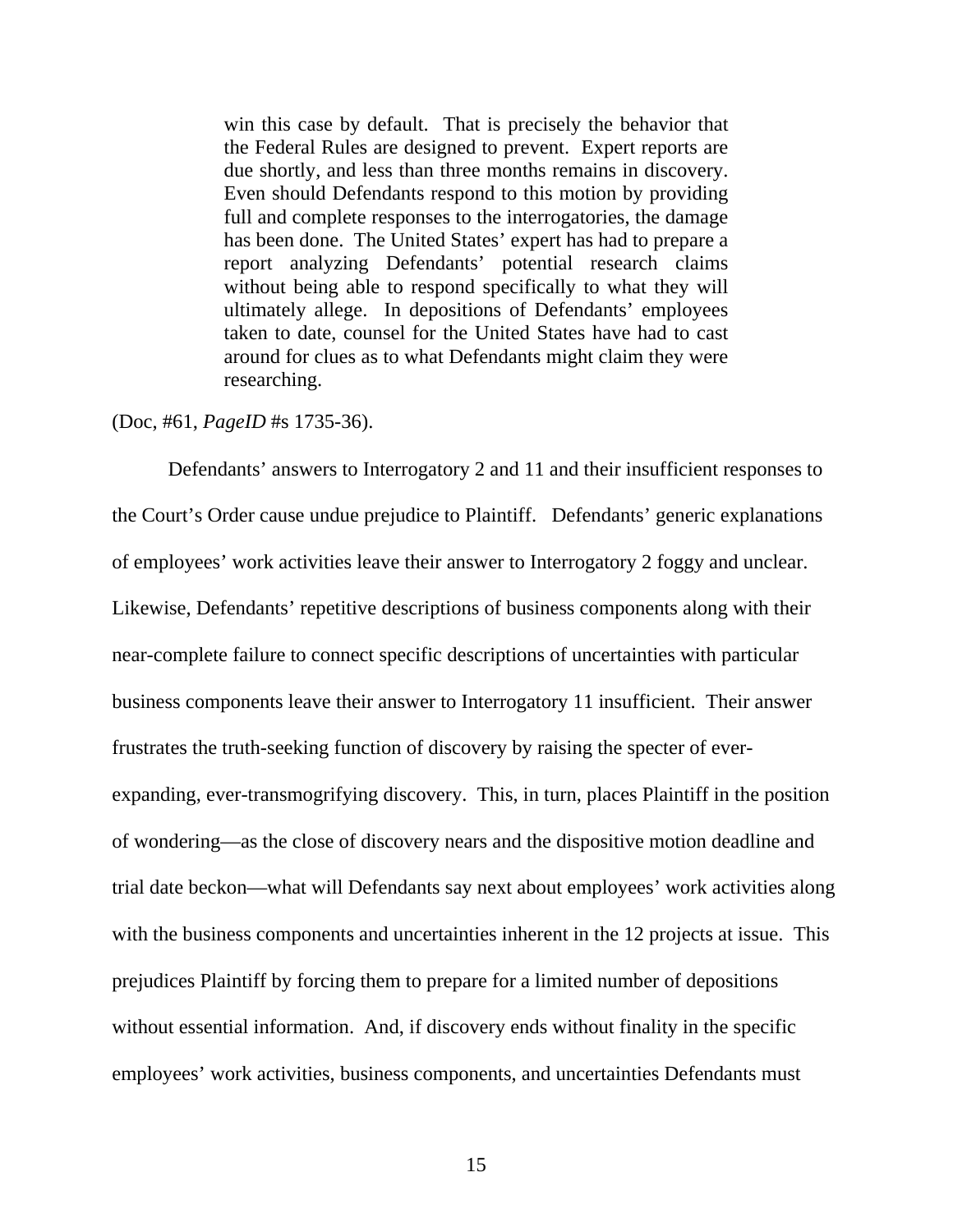> win this case by default. That is precisely the behavior that the Federal Rules are designed to prevent. Expert reports are due shortly, and less than three months remains in discovery. Even should Defendants respond to this motion by providing full and complete responses to the interrogatories, the damage has been done. The United States' expert has had to prepare a report analyzing Defendants' potential research claims without being able to respond specifically to what they will ultimately allege. In depositions of Defendants' employees taken to date, counsel for the United States have had to cast around for clues as to what Defendants might claim they were researching.

(Doc, #61, *PageID* #s 1735-36).

Defendants' answers to Interrogatory 2 and 11 and their insufficient responses to the Court's Order cause undue prejudice to Plaintiff. Defendants' generic explanations of employees' work activities leave their answer to Interrogatory 2 foggy and unclear. Likewise, Defendants' repetitive descriptions of business components along with their near-complete failure to connect specific descriptions of uncertainties with particular business components leave their answer to Interrogatory 11 insufficient. Their answer frustrates the truth-seeking function of discovery by raising the specter of ever-expanding, ever-transmogrifying discovery. This, in turn, places Plaintiff in the position of wondering—as the close of discovery nears and the dispositive motion deadline and trial date beckon—what will Defendants say next about employees' work activities along with the business components and uncertainties inherent in the 12 projects at issue. This prejudices Plaintiff by forcing them to prepare for a limited number of depositions without essential information. And, if discovery ends without finality in the specific employees' work activities, business components, and uncertainties Defendants must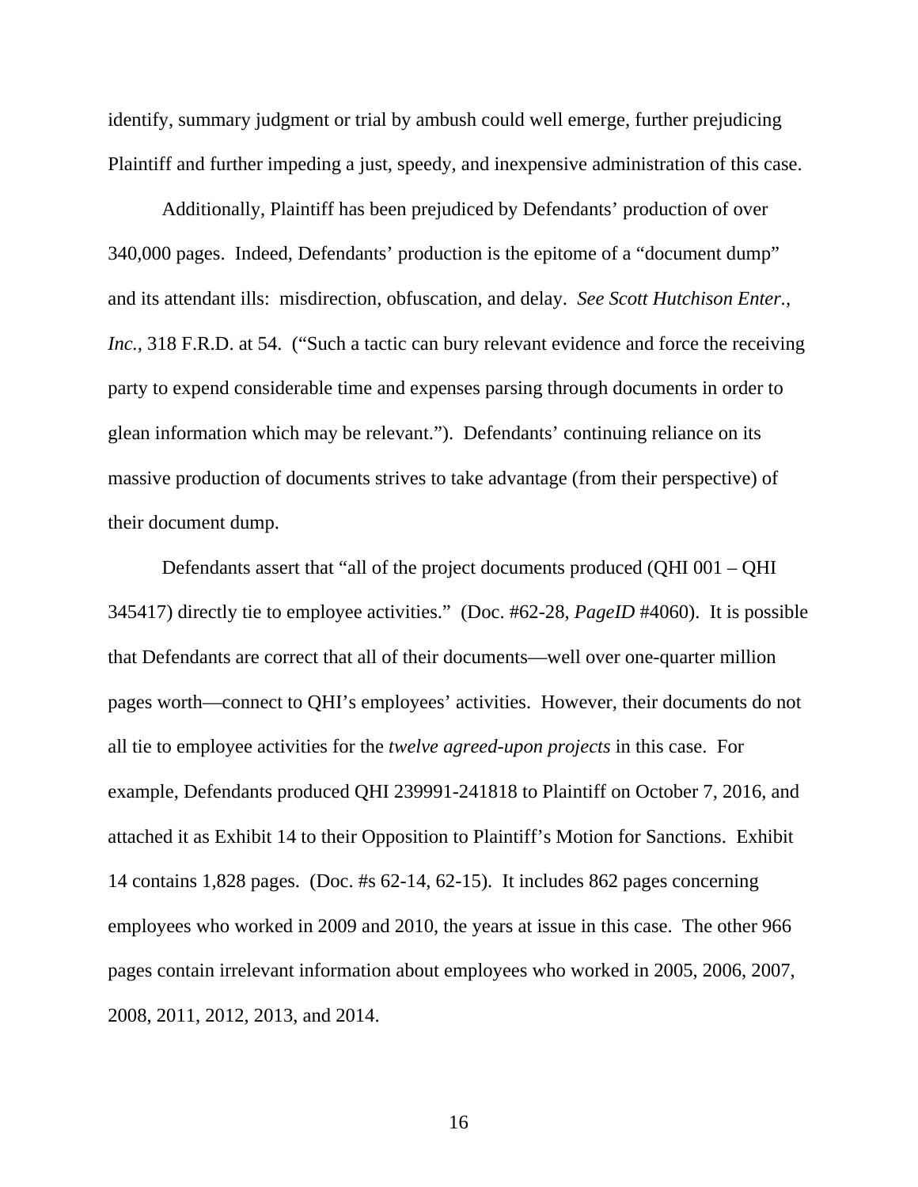identify, summary judgment or trial by ambush could well emerge, further prejudicing Plaintiff and further impeding a just, speedy, and inexpensive administration of this case.

Additionally, Plaintiff has been prejudiced by Defendants' production of over 340,000 pages. Indeed, Defendants' production is the epitome of a "document dump" and its attendant ills: misdirection, obfuscation, and delay. *See Scott Hutchison Enter., Inc.*, 318 F.R.D. at 54. ("Such a tactic can bury relevant evidence and force the receiving party to expend considerable time and expenses parsing through documents in order to glean information which may be relevant."). Defendants' continuing reliance on its massive production of documents strives to take advantage (from their perspective) of their document dump.

Defendants assert that "all of the project documents produced (QHI 001 – QHI 345417) directly tie to employee activities." (Doc. #62-28, *PageID* #4060). It is possible that Defendants are correct that all of their documents—well over one-quarter million pages worth—connect to QHI's employees' activities. However, their documents do not all tie to employee activities for the *twelve agreed-upon projects* in this case. For example, Defendants produced QHI 239991-241818 to Plaintiff on October 7, 2016, and attached it as Exhibit 14 to their Opposition to Plaintiff's Motion for Sanctions. Exhibit 14 contains 1,828 pages. (Doc. #s 62-14, 62-15). It includes 862 pages concerning employees who worked in 2009 and 2010, the years at issue in this case. The other 966 pages contain irrelevant information about employees who worked in 2005, 2006, 2007, 2008, 2011, 2012, 2013, and 2014.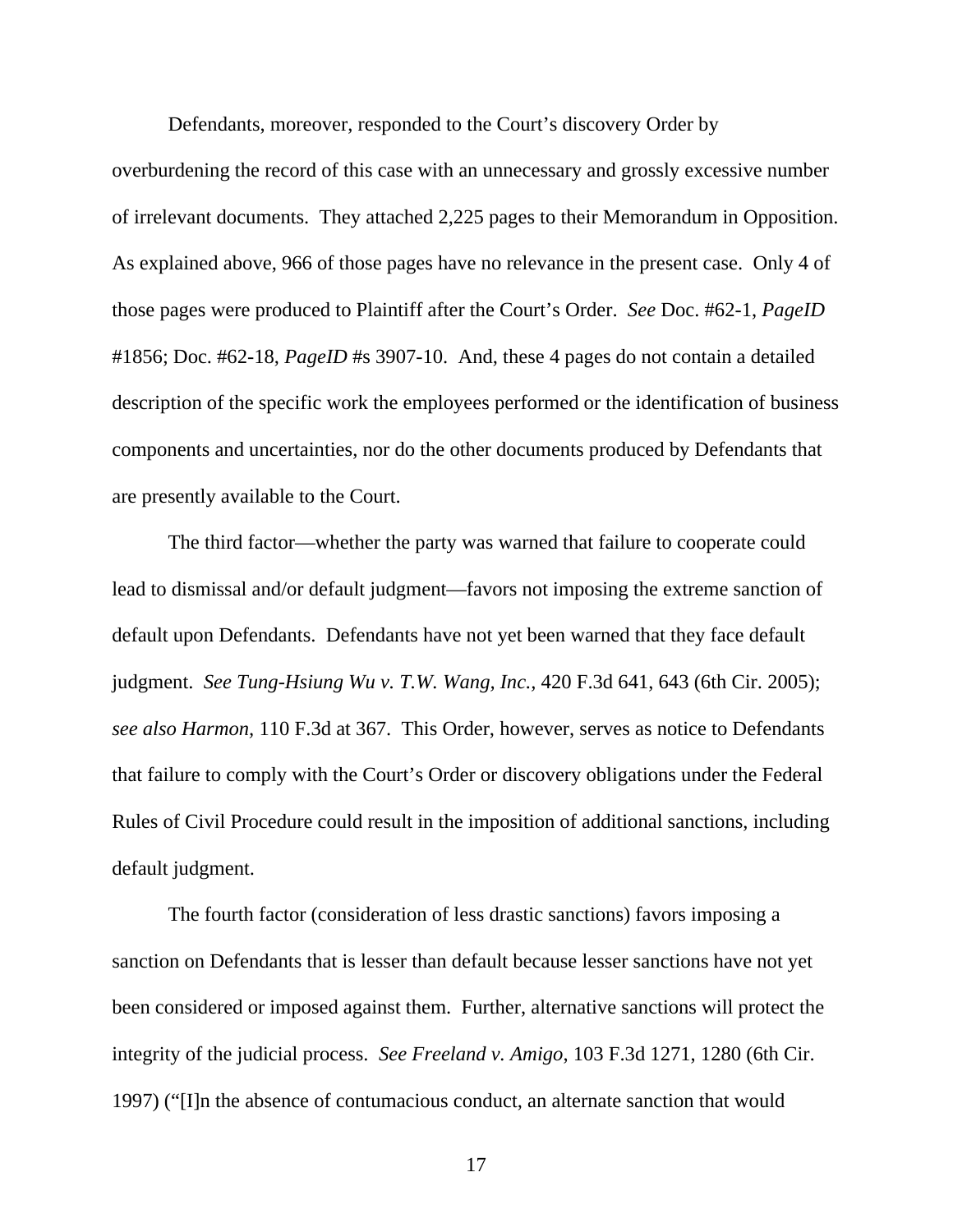Defendants, moreover, responded to the Court's discovery Order by overburdening the record of this case with an unnecessary and grossly excessive number of irrelevant documents. They attached 2,225 pages to their Memorandum in Opposition. As explained above, 966 of those pages have no relevance in the present case. Only 4 of those pages were produced to Plaintiff after the Court's Order. *See* Doc. #62-1, *PageID* #1856; Doc. #62-18, *PageID* #s 3907-10. And, these 4 pages do not contain a detailed description of the specific work the employees performed or the identification of business components and uncertainties, nor do the other documents produced by Defendants that are presently available to the Court.

The third factor—whether the party was warned that failure to cooperate could lead to dismissal and/or default judgment—favors not imposing the extreme sanction of default upon Defendants. Defendants have not yet been warned that they face default judgment. *See Tung-Hsiung Wu v. T.W. Wang, Inc.*, 420 F.3d 641, 643 (6th Cir. 2005); *see also Harmon*, 110 F.3d at 367. This Order, however, serves as notice to Defendants that failure to comply with the Court's Order or discovery obligations under the Federal Rules of Civil Procedure could result in the imposition of additional sanctions, including default judgment.

The fourth factor (consideration of less drastic sanctions) favors imposing a sanction on Defendants that is lesser than default because lesser sanctions have not yet been considered or imposed against them. Further, alternative sanctions will protect the integrity of the judicial process. *See Freeland v. Amigo*, 103 F.3d 1271, 1280 (6th Cir. 1997) ("[I]n the absence of contumacious conduct, an alternate sanction that would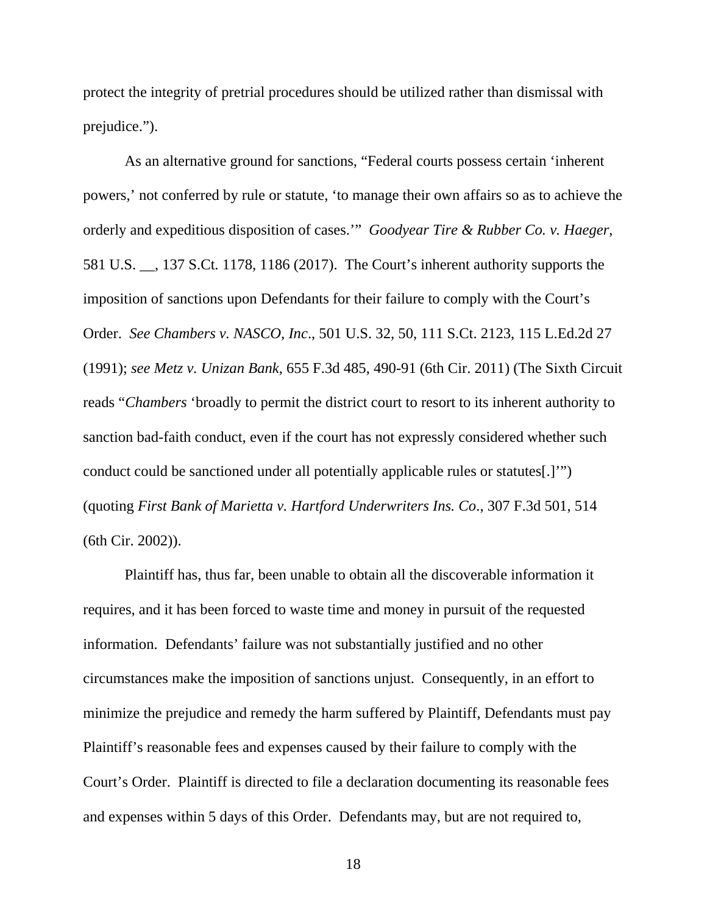protect the integrity of pretrial procedures should be utilized rather than dismissal with prejudice.").

As an alternative ground for sanctions, "Federal courts possess certain 'inherent powers,' not conferred by rule or statute, 'to manage their own affairs so as to achieve the orderly and expeditious disposition of cases.'" *Goodyear Tire & Rubber Co. v. Haeger*, 581 U.S. __, 137 S.Ct. 1178, 1186 (2017). The Court's inherent authority supports the imposition of sanctions upon Defendants for their failure to comply with the Court's Order. *See Chambers v. NASCO, Inc*., 501 U.S. 32, 50, 111 S.Ct. 2123, 115 L.Ed.2d 27 (1991); *see Metz v. Unizan Bank*, 655 F.3d 485, 490-91 (6th Cir. 2011) (The Sixth Circuit reads "*Chambers* 'broadly to permit the district court to resort to its inherent authority to sanction bad-faith conduct, even if the court has not expressly considered whether such conduct could be sanctioned under all potentially applicable rules or statutes[.]'") (quoting *First Bank of Marietta v. Hartford Underwriters Ins. Co*., 307 F.3d 501, 514 (6th Cir. 2002)).

Plaintiff has, thus far, been unable to obtain all the discoverable information it requires, and it has been forced to waste time and money in pursuit of the requested information. Defendants' failure was not substantially justified and no other circumstances make the imposition of sanctions unjust. Consequently, in an effort to minimize the prejudice and remedy the harm suffered by Plaintiff, Defendants must pay Plaintiff's reasonable fees and expenses caused by their failure to comply with the Court's Order. Plaintiff is directed to file a declaration documenting its reasonable fees and expenses within 5 days of this Order. Defendants may, but are not required to,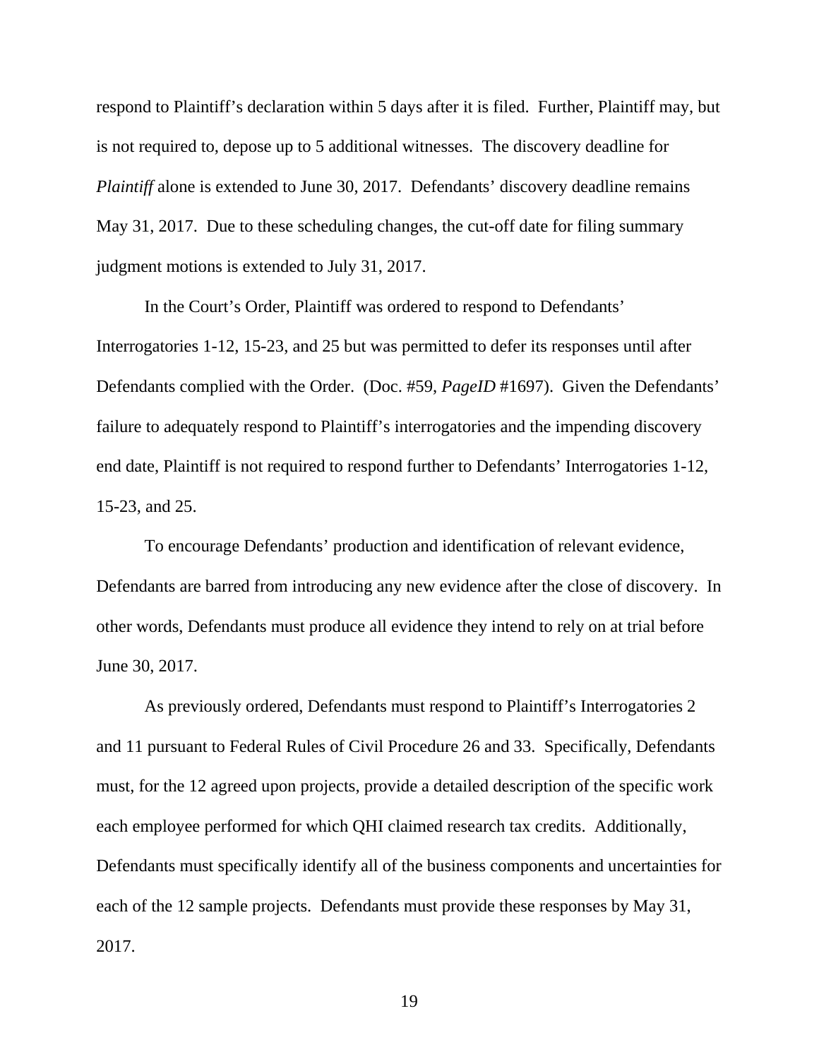respond to Plaintiff's declaration within 5 days after it is filed. Further, Plaintiff may, but is not required to, depose up to 5 additional witnesses. The discovery deadline for *Plaintiff* alone is extended to June 30, 2017. Defendants' discovery deadline remains May 31, 2017. Due to these scheduling changes, the cut-off date for filing summary judgment motions is extended to July 31, 2017.

In the Court's Order, Plaintiff was ordered to respond to Defendants' Interrogatories 1-12, 15-23, and 25 but was permitted to defer its responses until after Defendants complied with the Order. (Doc. #59, *PageID* #1697). Given the Defendants' failure to adequately respond to Plaintiff's interrogatories and the impending discovery end date, Plaintiff is not required to respond further to Defendants' Interrogatories 1-12, 15-23, and 25.

To encourage Defendants' production and identification of relevant evidence, Defendants are barred from introducing any new evidence after the close of discovery. In other words, Defendants must produce all evidence they intend to rely on at trial before June 30, 2017.

As previously ordered, Defendants must respond to Plaintiff's Interrogatories 2 and 11 pursuant to Federal Rules of Civil Procedure 26 and 33. Specifically, Defendants must, for the 12 agreed upon projects, provide a detailed description of the specific work each employee performed for which QHI claimed research tax credits. Additionally, Defendants must specifically identify all of the business components and uncertainties for each of the 12 sample projects. Defendants must provide these responses by May 31, 2017.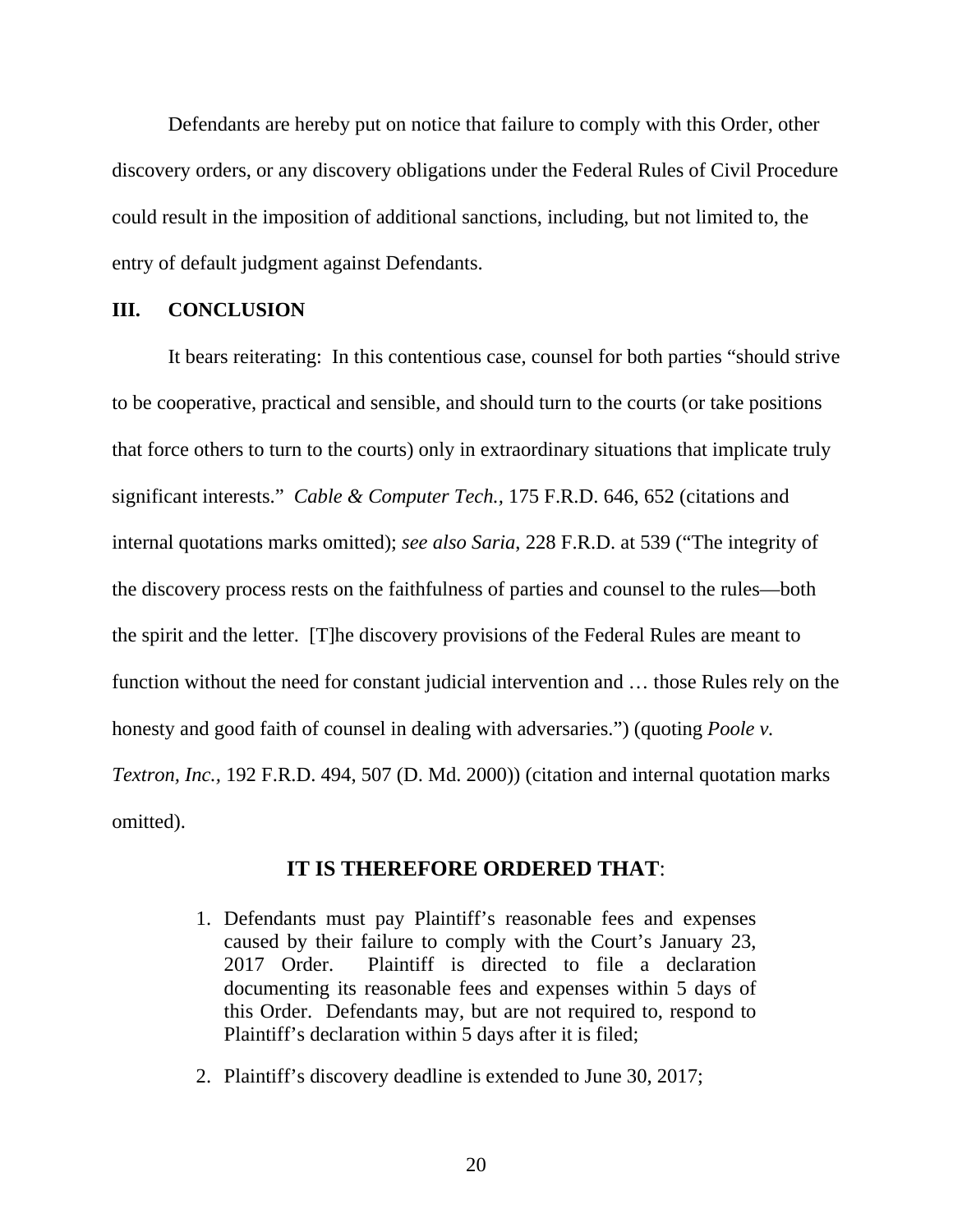Defendants are hereby put on notice that failure to comply with this Order, other discovery orders, or any discovery obligations under the Federal Rules of Civil Procedure could result in the imposition of additional sanctions, including, but not limited to, the entry of default judgment against Defendants.

## III. CONCLUSION

It bears reiterating: In this contentious case, counsel for both parties "should strive to be cooperative, practical and sensible, and should turn to the courts (or take positions that force others to turn to the courts) only in extraordinary situations that implicate truly significant interests." *Cable & Computer Tech.*, 175 F.R.D. 646, 652 (citations and internal quotations marks omitted); *see also Saria*, 228 F.R.D. at 539 ("The integrity of the discovery process rests on the faithfulness of parties and counsel to the rules—both the spirit and the letter. [T]he discovery provisions of the Federal Rules are meant to function without the need for constant judicial intervention and … those Rules rely on the honesty and good faith of counsel in dealing with adversaries.") (quoting *Poole v. Textron, Inc.*, 192 F.R.D. 494, 507 (D. Md. 2000)) (citation and internal quotation marks omitted).

**IT IS THEREFORE ORDERED THAT**:

1. Defendants must pay Plaintiff's reasonable fees and expenses caused by their failure to comply with the Court's January 23, 2017 Order. Plaintiff is directed to file a declaration documenting its reasonable fees and expenses within 5 days of this Order. Defendants may, but are not required to, respond to Plaintiff's declaration within 5 days after it is filed;

2. Plaintiff's discovery deadline is extended to June 30, 2017;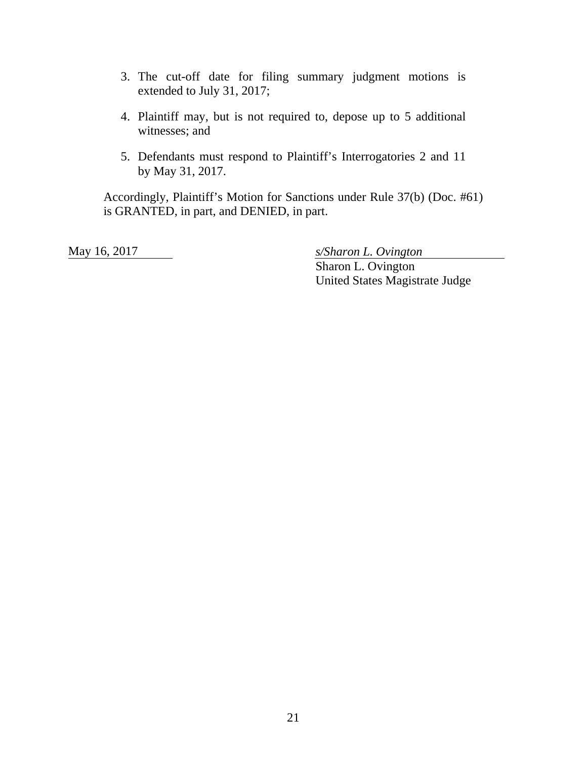3. The cut-off date for filing summary judgment motions is extended to July 31, 2017;

4. Plaintiff may, but is not required to, depose up to 5 additional witnesses; and

5. Defendants must respond to Plaintiff's Interrogatories 2 and 11 by May 31, 2017.

Accordingly, Plaintiff's Motion for Sanctions under Rule 37(b) (Doc. #61) is GRANTED, in part, and DENIED, in part.

May 16, 2017

*s/Sharon L. Ovington*
Sharon L. Ovington
United States Magistrate Judge